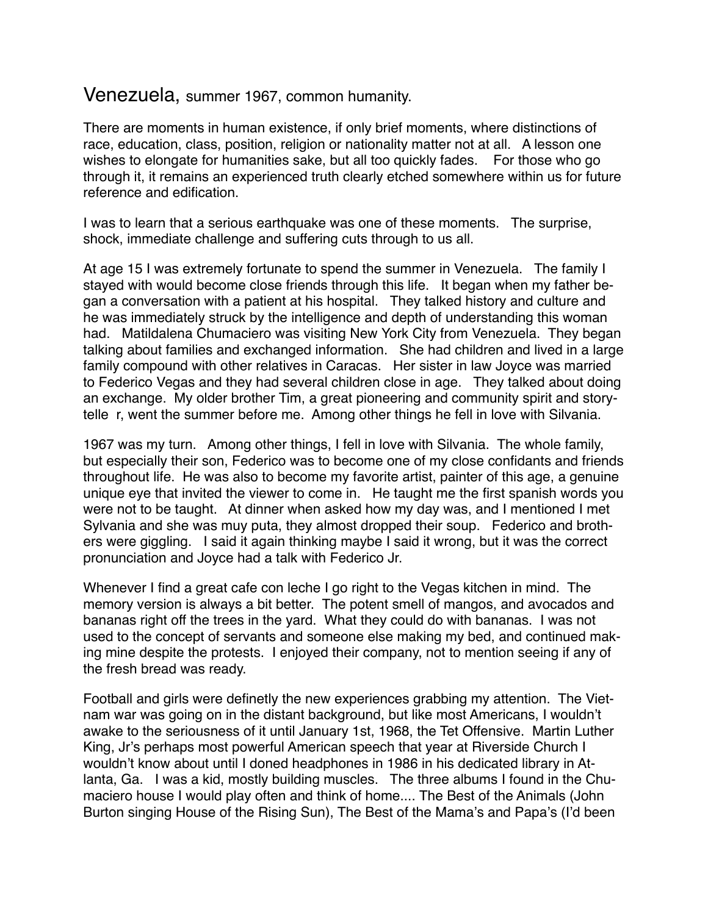Venezuela, summer 1967, common humanity.

There are moments in human existence, if only brief moments, where distinctions of race, education, class, position, religion or nationality matter not at all. A lesson one wishes to elongate for humanities sake, but all too quickly fades. For those who go through it, it remains an experienced truth clearly etched somewhere within us for future reference and edification.

I was to learn that a serious earthquake was one of these moments. The surprise, shock, immediate challenge and suffering cuts through to us all.

At age 15 I was extremely fortunate to spend the summer in Venezuela. The family I stayed with would become close friends through this life. It began when my father began a conversation with a patient at his hospital. They talked history and culture and he was immediately struck by the intelligence and depth of understanding this woman had. Matildalena Chumaciero was visiting New York City from Venezuela. They began talking about families and exchanged information. She had children and lived in a large family compound with other relatives in Caracas. Her sister in law Joyce was married to Federico Vegas and they had several children close in age. They talked about doing an exchange. My older brother Tim, a great pioneering and community spirit and storytelle r, went the summer before me. Among other things he fell in love with Silvania.

1967 was my turn. Among other things, I fell in love with Silvania. The whole family, but especially their son, Federico was to become one of my close confidants and friends throughout life. He was also to become my favorite artist, painter of this age, a genuine unique eye that invited the viewer to come in. He taught me the first spanish words you were not to be taught. At dinner when asked how my day was, and I mentioned I met Sylvania and she was muy puta, they almost dropped their soup. Federico and brothers were giggling. I said it again thinking maybe I said it wrong, but it was the correct pronunciation and Joyce had a talk with Federico Jr.

Whenever I find a great cafe con leche I go right to the Vegas kitchen in mind. The memory version is always a bit better. The potent smell of mangos, and avocados and bananas right off the trees in the yard. What they could do with bananas. I was not used to the concept of servants and someone else making my bed, and continued making mine despite the protests. I enjoyed their company, not to mention seeing if any of the fresh bread was ready.

Football and girls were definetly the new experiences grabbing my attention. The Vietnam war was going on in the distant background, but like most Americans, I wouldn't awake to the seriousness of it until January 1st, 1968, the Tet Offensive. Martin Luther King, Jr's perhaps most powerful American speech that year at Riverside Church I wouldn't know about until I doned headphones in 1986 in his dedicated library in Atlanta, Ga. I was a kid, mostly building muscles. The three albums I found in the Chumaciero house I would play often and think of home.... The Best of the Animals (John Burton singing House of the Rising Sun), The Best of the Mama's and Papa's (I'd been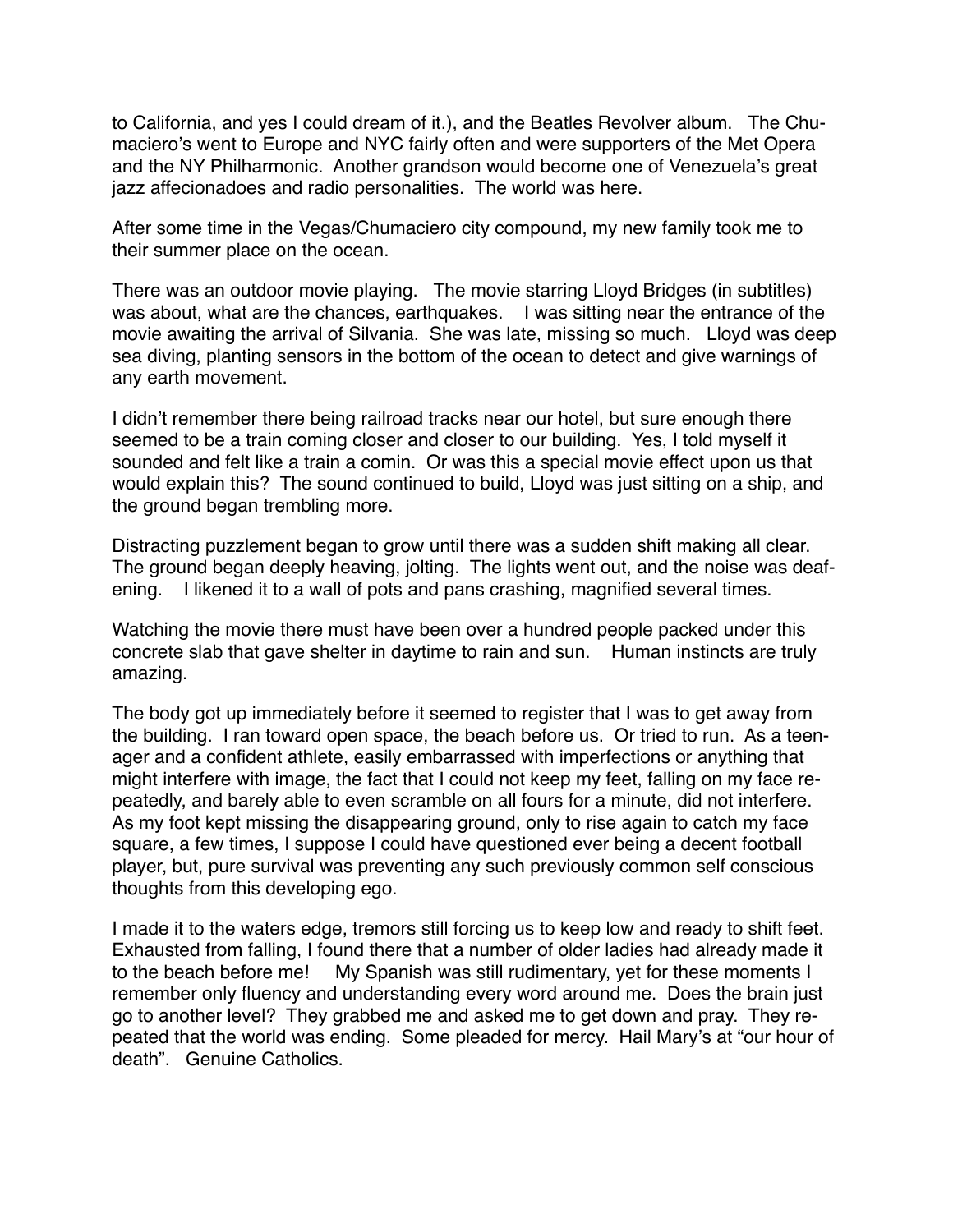to California, and yes I could dream of it.), and the Beatles Revolver album. The Chumaciero's went to Europe and NYC fairly often and were supporters of the Met Opera and the NY Philharmonic. Another grandson would become one of Venezuela's great jazz affecionadoes and radio personalities. The world was here.

After some time in the Vegas/Chumaciero city compound, my new family took me to their summer place on the ocean.

There was an outdoor movie playing. The movie starring Lloyd Bridges (in subtitles) was about, what are the chances, earthquakes. I was sitting near the entrance of the movie awaiting the arrival of Silvania. She was late, missing so much. Lloyd was deep sea diving, planting sensors in the bottom of the ocean to detect and give warnings of any earth movement.

I didn't remember there being railroad tracks near our hotel, but sure enough there seemed to be a train coming closer and closer to our building. Yes, I told myself it sounded and felt like a train a comin. Or was this a special movie effect upon us that would explain this? The sound continued to build, Lloyd was just sitting on a ship, and the ground began trembling more.

Distracting puzzlement began to grow until there was a sudden shift making all clear. The ground began deeply heaving, jolting. The lights went out, and the noise was deafening. I likened it to a wall of pots and pans crashing, magnified several times.

Watching the movie there must have been over a hundred people packed under this concrete slab that gave shelter in daytime to rain and sun. Human instincts are truly amazing.

The body got up immediately before it seemed to register that I was to get away from the building. I ran toward open space, the beach before us. Or tried to run. As a teenager and a confident athlete, easily embarrassed with imperfections or anything that might interfere with image, the fact that I could not keep my feet, falling on my face repeatedly, and barely able to even scramble on all fours for a minute, did not interfere. As my foot kept missing the disappearing ground, only to rise again to catch my face square, a few times, I suppose I could have questioned ever being a decent football player, but, pure survival was preventing any such previously common self conscious thoughts from this developing ego.

I made it to the waters edge, tremors still forcing us to keep low and ready to shift feet. Exhausted from falling, I found there that a number of older ladies had already made it to the beach before me! My Spanish was still rudimentary, yet for these moments I remember only fluency and understanding every word around me. Does the brain just go to another level? They grabbed me and asked me to get down and pray. They repeated that the world was ending. Some pleaded for mercy. Hail Mary's at "our hour of death". Genuine Catholics.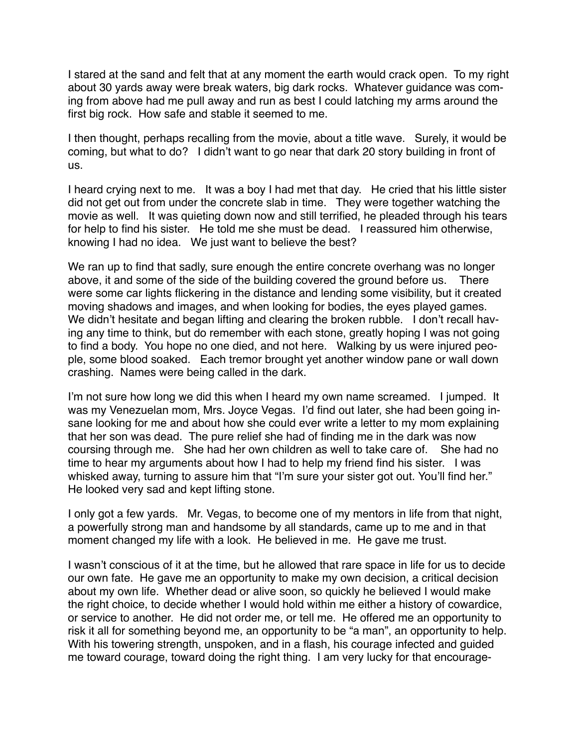I stared at the sand and felt that at any moment the earth would crack open. To my right about 30 yards away were break waters, big dark rocks. Whatever guidance was coming from above had me pull away and run as best I could latching my arms around the first big rock. How safe and stable it seemed to me.

I then thought, perhaps recalling from the movie, about a title wave. Surely, it would be coming, but what to do? I didn't want to go near that dark 20 story building in front of us.

I heard crying next to me. It was a boy I had met that day. He cried that his little sister did not get out from under the concrete slab in time. They were together watching the movie as well. It was quieting down now and still terrified, he pleaded through his tears for help to find his sister. He told me she must be dead. I reassured him otherwise, knowing I had no idea. We just want to believe the best?

We ran up to find that sadly, sure enough the entire concrete overhang was no longer above, it and some of the side of the building covered the ground before us. There were some car lights flickering in the distance and lending some visibility, but it created moving shadows and images, and when looking for bodies, the eyes played games. We didn't hesitate and began lifting and clearing the broken rubble. I don't recall having any time to think, but do remember with each stone, greatly hoping I was not going to find a body. You hope no one died, and not here. Walking by us were injured people, some blood soaked. Each tremor brought yet another window pane or wall down crashing. Names were being called in the dark.

I'm not sure how long we did this when I heard my own name screamed. I jumped. It was my Venezuelan mom, Mrs. Joyce Vegas. I'd find out later, she had been going insane looking for me and about how she could ever write a letter to my mom explaining that her son was dead. The pure relief she had of finding me in the dark was now coursing through me. She had her own children as well to take care of. She had no time to hear my arguments about how I had to help my friend find his sister. I was whisked away, turning to assure him that "I'm sure your sister got out. You'll find her." He looked very sad and kept lifting stone.

I only got a few yards. Mr. Vegas, to become one of my mentors in life from that night, a powerfully strong man and handsome by all standards, came up to me and in that moment changed my life with a look. He believed in me. He gave me trust.

I wasn't conscious of it at the time, but he allowed that rare space in life for us to decide our own fate. He gave me an opportunity to make my own decision, a critical decision about my own life. Whether dead or alive soon, so quickly he believed I would make the right choice, to decide whether I would hold within me either a history of cowardice, or service to another. He did not order me, or tell me. He offered me an opportunity to risk it all for something beyond me, an opportunity to be "a man", an opportunity to help. With his towering strength, unspoken, and in a flash, his courage infected and guided me toward courage, toward doing the right thing. I am very lucky for that encourage-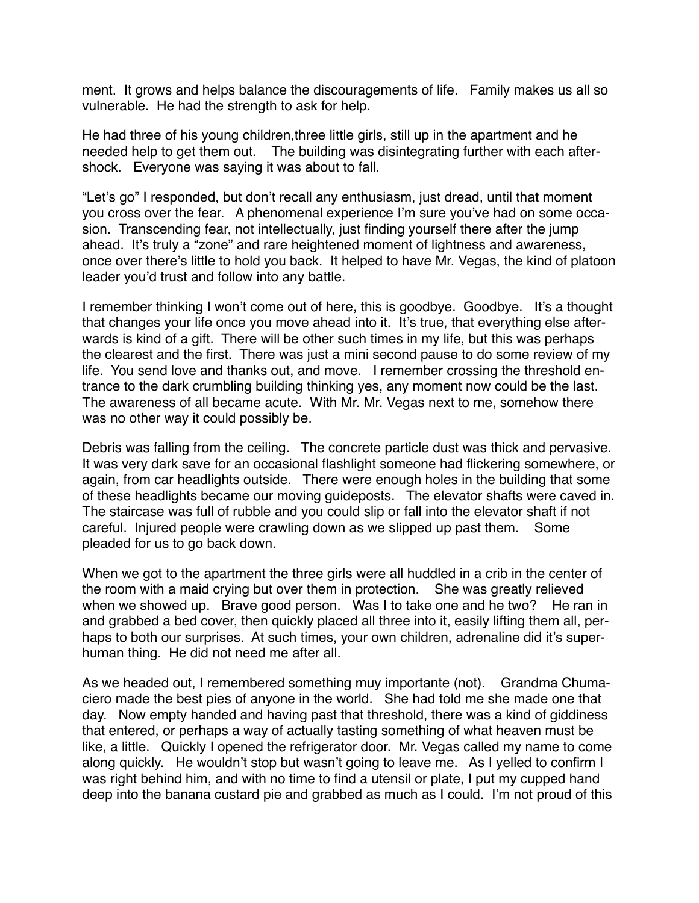ment. It grows and helps balance the discouragements of life. Family makes us all so vulnerable. He had the strength to ask for help.

He had three of his young children,three little girls, still up in the apartment and he needed help to get them out. The building was disintegrating further with each aftershock. Everyone was saying it was about to fall.

"Let's go" I responded, but don't recall any enthusiasm, just dread, until that moment you cross over the fear. A phenomenal experience I'm sure you've had on some occasion. Transcending fear, not intellectually, just finding yourself there after the jump ahead. It's truly a "zone" and rare heightened moment of lightness and awareness, once over there's little to hold you back. It helped to have Mr. Vegas, the kind of platoon leader you'd trust and follow into any battle.

I remember thinking I won't come out of here, this is goodbye. Goodbye. It's a thought that changes your life once you move ahead into it. It's true, that everything else afterwards is kind of a gift. There will be other such times in my life, but this was perhaps the clearest and the first. There was just a mini second pause to do some review of my life. You send love and thanks out, and move. I remember crossing the threshold entrance to the dark crumbling building thinking yes, any moment now could be the last. The awareness of all became acute. With Mr. Mr. Vegas next to me, somehow there was no other way it could possibly be.

Debris was falling from the ceiling. The concrete particle dust was thick and pervasive. It was very dark save for an occasional flashlight someone had flickering somewhere, or again, from car headlights outside. There were enough holes in the building that some of these headlights became our moving guideposts. The elevator shafts were caved in. The staircase was full of rubble and you could slip or fall into the elevator shaft if not careful. Injured people were crawling down as we slipped up past them. Some pleaded for us to go back down.

When we got to the apartment the three girls were all huddled in a crib in the center of the room with a maid crying but over them in protection. She was greatly relieved when we showed up. Brave good person. Was I to take one and he two? He ran in and grabbed a bed cover, then quickly placed all three into it, easily lifting them all, perhaps to both our surprises. At such times, your own children, adrenaline did it's superhuman thing. He did not need me after all.

As we headed out, I remembered something muy importante (not). Grandma Chumaciero made the best pies of anyone in the world. She had told me she made one that day. Now empty handed and having past that threshold, there was a kind of giddiness that entered, or perhaps a way of actually tasting something of what heaven must be like, a little. Quickly I opened the refrigerator door. Mr. Vegas called my name to come along quickly. He wouldn't stop but wasn't going to leave me. As I yelled to confirm I was right behind him, and with no time to find a utensil or plate, I put my cupped hand deep into the banana custard pie and grabbed as much as I could. I'm not proud of this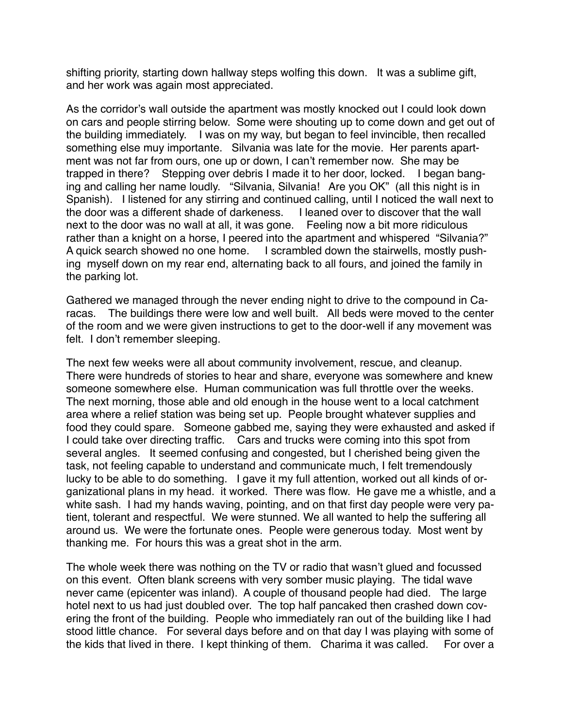shifting priority, starting down hallway steps wolfing this down. It was a sublime gift, and her work was again most appreciated.

As the corridor's wall outside the apartment was mostly knocked out I could look down on cars and people stirring below. Some were shouting up to come down and get out of the building immediately. I was on my way, but began to feel invincible, then recalled something else muy importante. Silvania was late for the movie. Her parents apartment was not far from ours, one up or down, I can't remember now. She may be trapped in there? Stepping over debris I made it to her door, locked. I began banging and calling her name loudly. "Silvania, Silvania! Are you OK" (all this night is in Spanish). I listened for any stirring and continued calling, until I noticed the wall next to the door was a different shade of darkeness. I leaned over to discover that the wall next to the door was no wall at all, it was gone. Feeling now a bit more ridiculous rather than a knight on a horse, I peered into the apartment and whispered "Silvania?" A quick search showed no one home. I scrambled down the stairwells, mostly pushing myself down on my rear end, alternating back to all fours, and joined the family in the parking lot.

Gathered we managed through the never ending night to drive to the compound in Caracas. The buildings there were low and well built. All beds were moved to the center of the room and we were given instructions to get to the door-well if any movement was felt. I don't remember sleeping.

The next few weeks were all about community involvement, rescue, and cleanup. There were hundreds of stories to hear and share, everyone was somewhere and knew someone somewhere else. Human communication was full throttle over the weeks. The next morning, those able and old enough in the house went to a local catchment area where a relief station was being set up. People brought whatever supplies and food they could spare. Someone gabbed me, saying they were exhausted and asked if I could take over directing traffic. Cars and trucks were coming into this spot from several angles. It seemed confusing and congested, but I cherished being given the task, not feeling capable to understand and communicate much, I felt tremendously lucky to be able to do something. I gave it my full attention, worked out all kinds of organizational plans in my head. it worked. There was flow. He gave me a whistle, and a white sash. I had my hands waving, pointing, and on that first day people were very patient, tolerant and respectful. We were stunned. We all wanted to help the suffering all around us. We were the fortunate ones. People were generous today. Most went by thanking me. For hours this was a great shot in the arm.

The whole week there was nothing on the TV or radio that wasn't glued and focussed on this event. Often blank screens with very somber music playing. The tidal wave never came (epicenter was inland). A couple of thousand people had died. The large hotel next to us had just doubled over. The top half pancaked then crashed down covering the front of the building. People who immediately ran out of the building like I had stood little chance. For several days before and on that day I was playing with some of the kids that lived in there. I kept thinking of them. Charima it was called. For over a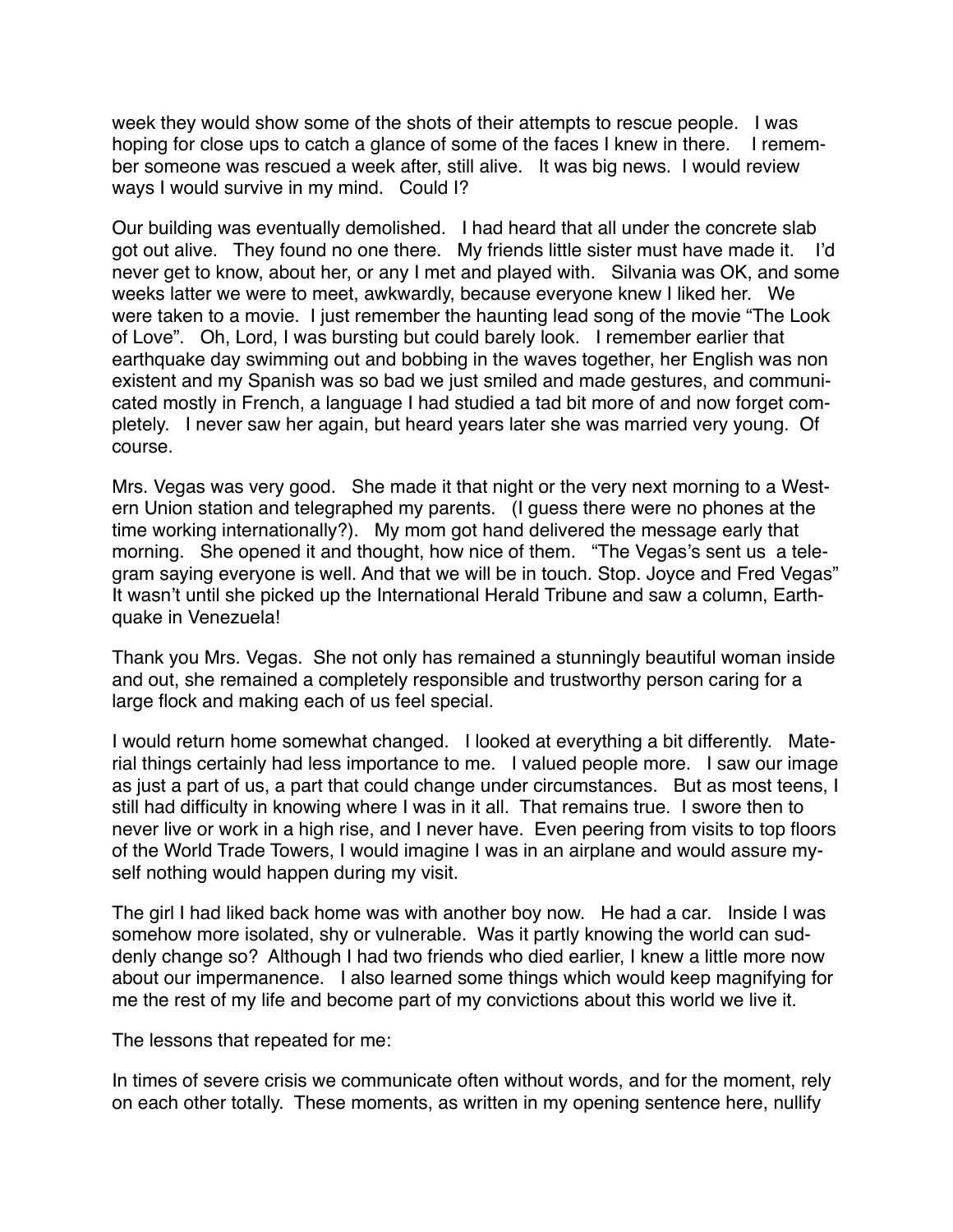week they would show some of the shots of their attempts to rescue people. I was hoping for close ups to catch a glance of some of the faces I knew in there. I remember someone was rescued a week after, still alive. It was big news. I would review ways I would survive in my mind. Could I?

Our building was eventually demolished. I had heard that all under the concrete slab got out alive. They found no one there. My friends little sister must have made it. I'd never get to know, about her, or any I met and played with. Silvania was OK, and some weeks latter we were to meet, awkwardly, because everyone knew I liked her. We were taken to a movie. I just remember the haunting lead song of the movie "The Look of Love". Oh, Lord, I was bursting but could barely look. I remember earlier that earthquake day swimming out and bobbing in the waves together, her English was non existent and my Spanish was so bad we just smiled and made gestures, and communicated mostly in French, a language I had studied a tad bit more of and now forget completely. I never saw her again, but heard years later she was married very young. Of course.

Mrs. Vegas was very good. She made it that night or the very next morning to a Western Union station and telegraphed my parents. (I guess there were no phones at the time working internationally?). My mom got hand delivered the message early that morning. She opened it and thought, how nice of them. "The Vegas's sent us a telegram saying everyone is well. And that we will be in touch. Stop. Joyce and Fred Vegas" It wasn't until she picked up the International Herald Tribune and saw a column, Earthquake in Venezuela!

Thank you Mrs. Vegas. She not only has remained a stunningly beautiful woman inside and out, she remained a completely responsible and trustworthy person caring for a large flock and making each of us feel special.

I would return home somewhat changed. I looked at everything a bit differently. Material things certainly had less importance to me. I valued people more. I saw our image as just a part of us, a part that could change under circumstances. But as most teens, I still had difficulty in knowing where I was in it all. That remains true. I swore then to never live or work in a high rise, and I never have. Even peering from visits to top floors of the World Trade Towers, I would imagine I was in an airplane and would assure myself nothing would happen during my visit.

The girl I had liked back home was with another boy now. He had a car. Inside I was somehow more isolated, shy or vulnerable. Was it partly knowing the world can suddenly change so? Although I had two friends who died earlier, I knew a little more now about our impermanence. I also learned some things which would keep magnifying for me the rest of my life and become part of my convictions about this world we live it.

The lessons that repeated for me:

In times of severe crisis we communicate often without words, and for the moment, rely on each other totally. These moments, as written in my opening sentence here, nullify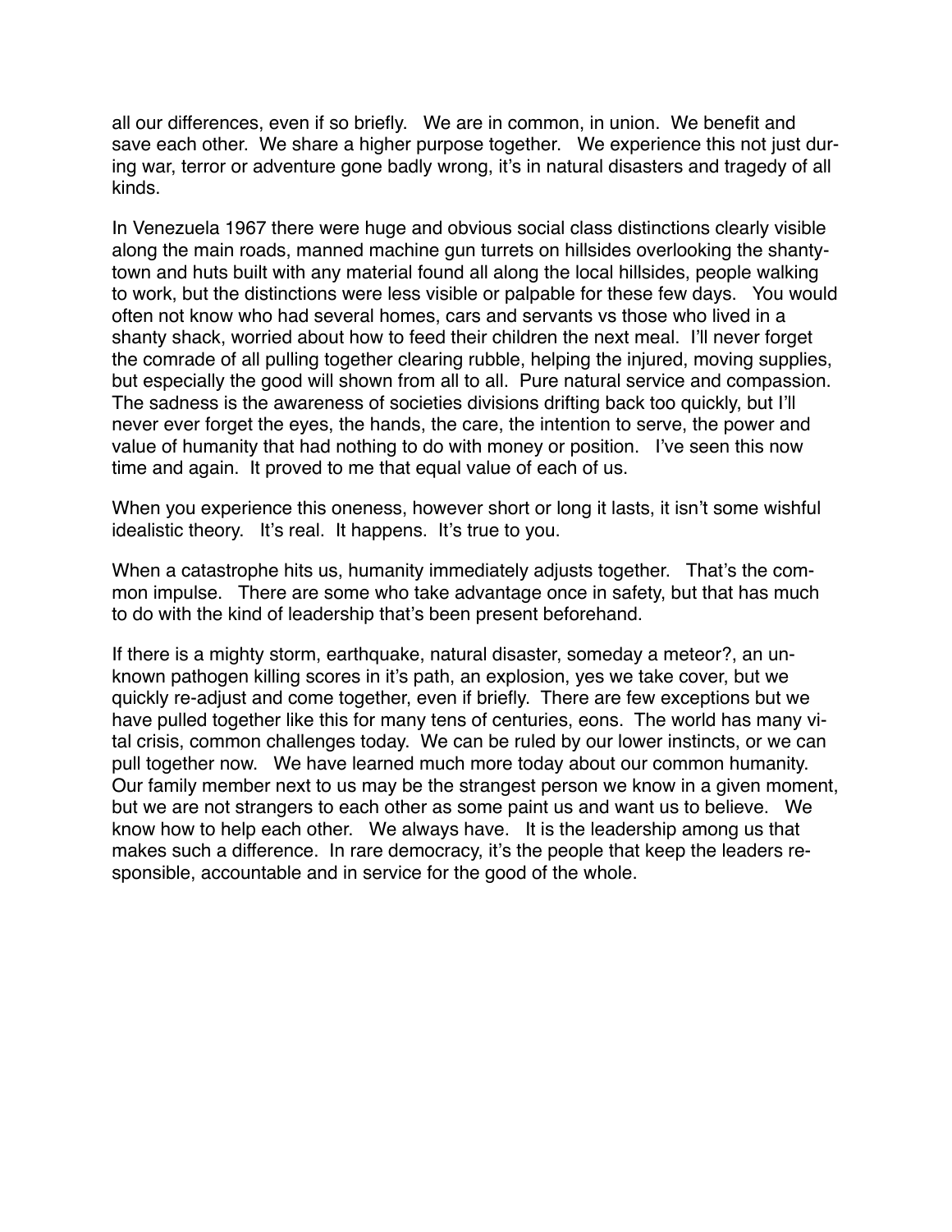all our differences, even if so briefly. We are in common, in union. We benefit and save each other. We share a higher purpose together. We experience this not just during war, terror or adventure gone badly wrong, it's in natural disasters and tragedy of all kinds.

In Venezuela 1967 there were huge and obvious social class distinctions clearly visible along the main roads, manned machine gun turrets on hillsides overlooking the shantytown and huts built with any material found all along the local hillsides, people walking to work, but the distinctions were less visible or palpable for these few days. You would often not know who had several homes, cars and servants vs those who lived in a shanty shack, worried about how to feed their children the next meal. I'll never forget the comrade of all pulling together clearing rubble, helping the injured, moving supplies, but especially the good will shown from all to all. Pure natural service and compassion. The sadness is the awareness of societies divisions drifting back too quickly, but I'll never ever forget the eyes, the hands, the care, the intention to serve, the power and value of humanity that had nothing to do with money or position. I've seen this now time and again. It proved to me that equal value of each of us.

When you experience this oneness, however short or long it lasts, it isn't some wishful idealistic theory. It's real. It happens. It's true to you.

When a catastrophe hits us, humanity immediately adjusts together. That's the common impulse. There are some who take advantage once in safety, but that has much to do with the kind of leadership that's been present beforehand.

If there is a mighty storm, earthquake, natural disaster, someday a meteor?, an unknown pathogen killing scores in it's path, an explosion, yes we take cover, but we quickly re-adjust and come together, even if briefly. There are few exceptions but we have pulled together like this for many tens of centuries, eons. The world has many vital crisis, common challenges today. We can be ruled by our lower instincts, or we can pull together now. We have learned much more today about our common humanity. Our family member next to us may be the strangest person we know in a given moment, but we are not strangers to each other as some paint us and want us to believe. We know how to help each other. We always have. It is the leadership among us that makes such a difference. In rare democracy, it's the people that keep the leaders responsible, accountable and in service for the good of the whole.